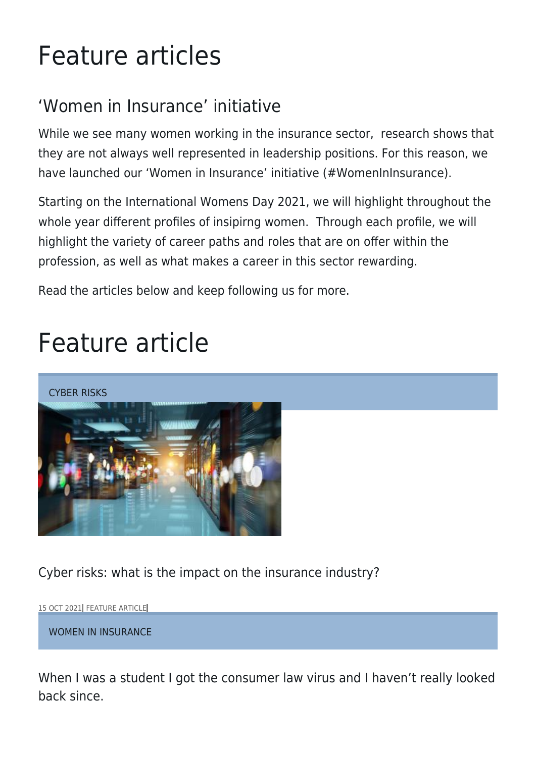# Feature articles

## ‘Women in Insurance’ initiative

While we see many women working in the insurance sector,  research shows that they are not always well represented in leadership positions. For this reason, we have launched our ‘Women in Insurance’ initiative (#WomenInInsurance).

Starting on the International Womens Day 2021, we will highlight throughout the whole year different profiles of insipirng women.  Through each profile, we will highlight the variety of career paths and roles that are on offer within the profession, as well as what makes a career in this sector rewarding.

Read the articles below and keep following us for more.

# Feature article

CYBER RISKS

Cyber risks: what is the impact on the insurance industry?

15 OCT 2021| FEATURE ARTICLE|

WOMEN IN INSURANCE

When I was a student I got the consumer law virus and I haven’t really looked back since.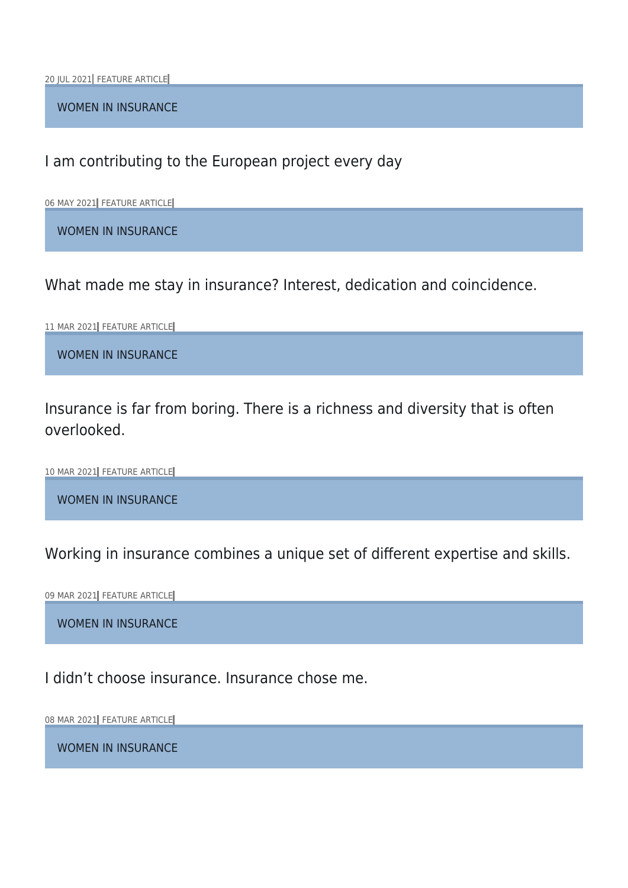20 JUL 2021| FEATURE ARTICLE|

WOMEN IN INSURANCE

I am contributing to the European project every day

06 MAY 2021| FEATURE ARTICLE|

WOMEN IN INSURANCE

What made me stay in insurance? Interest, dedication and coincidence.

11 MAR 2021| FEATURE ARTICLE|

WOMEN IN INSURANCE

Insurance is far from boring. There is a richness and diversity that is often overlooked.

10 MAR 2021| FEATURE ARTICLE|

WOMEN IN INSURANCE

Working in insurance combines a unique set of different expertise and skills.

09 MAR 2021| FEATURE ARTICLE|

WOMEN IN INSURANCE

I didn't choose insurance. Insurance chose me.

08 MAR 2021| FEATURE ARTICLE|

WOMEN IN INSURANCE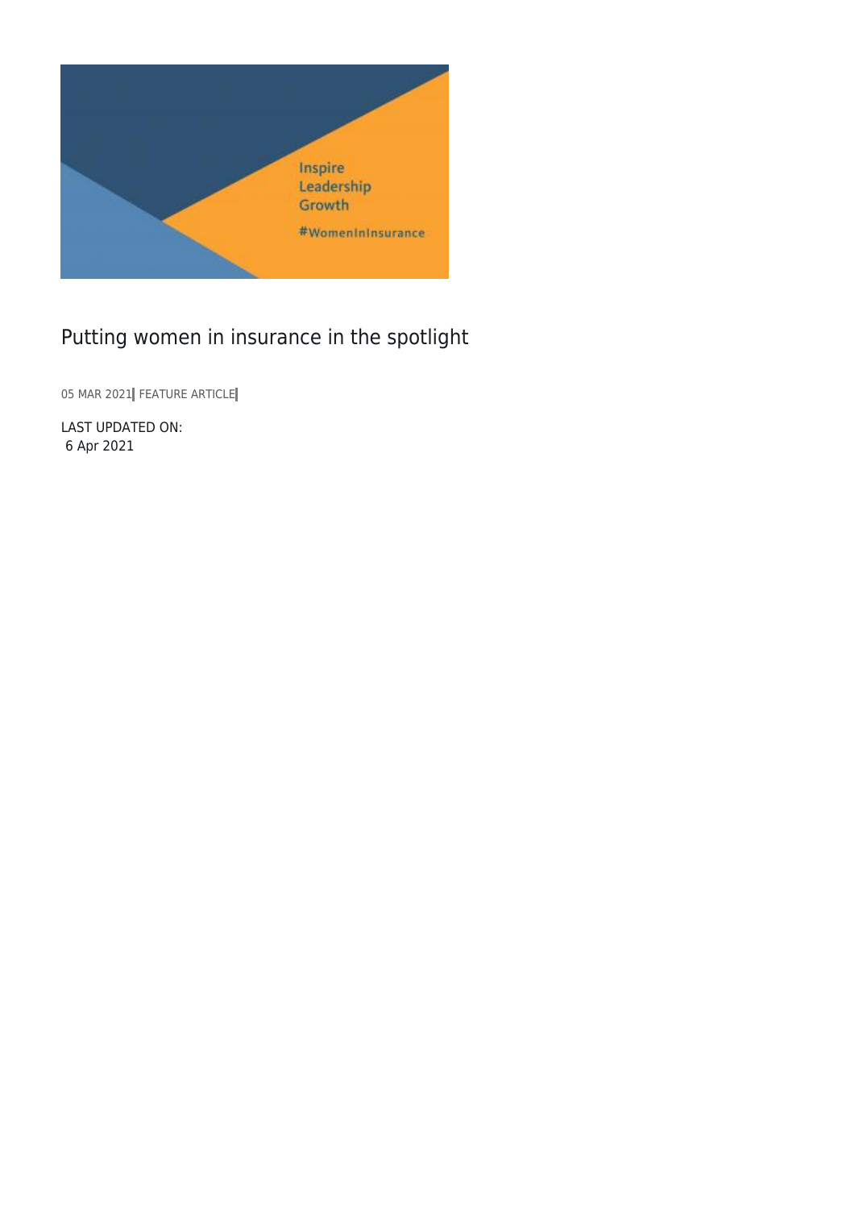# Putting women in insurance in the spotlight

05 MAR 2021 | FEATURE ARTICLE |

LAST UPDATED ON:
6 Apr 2021